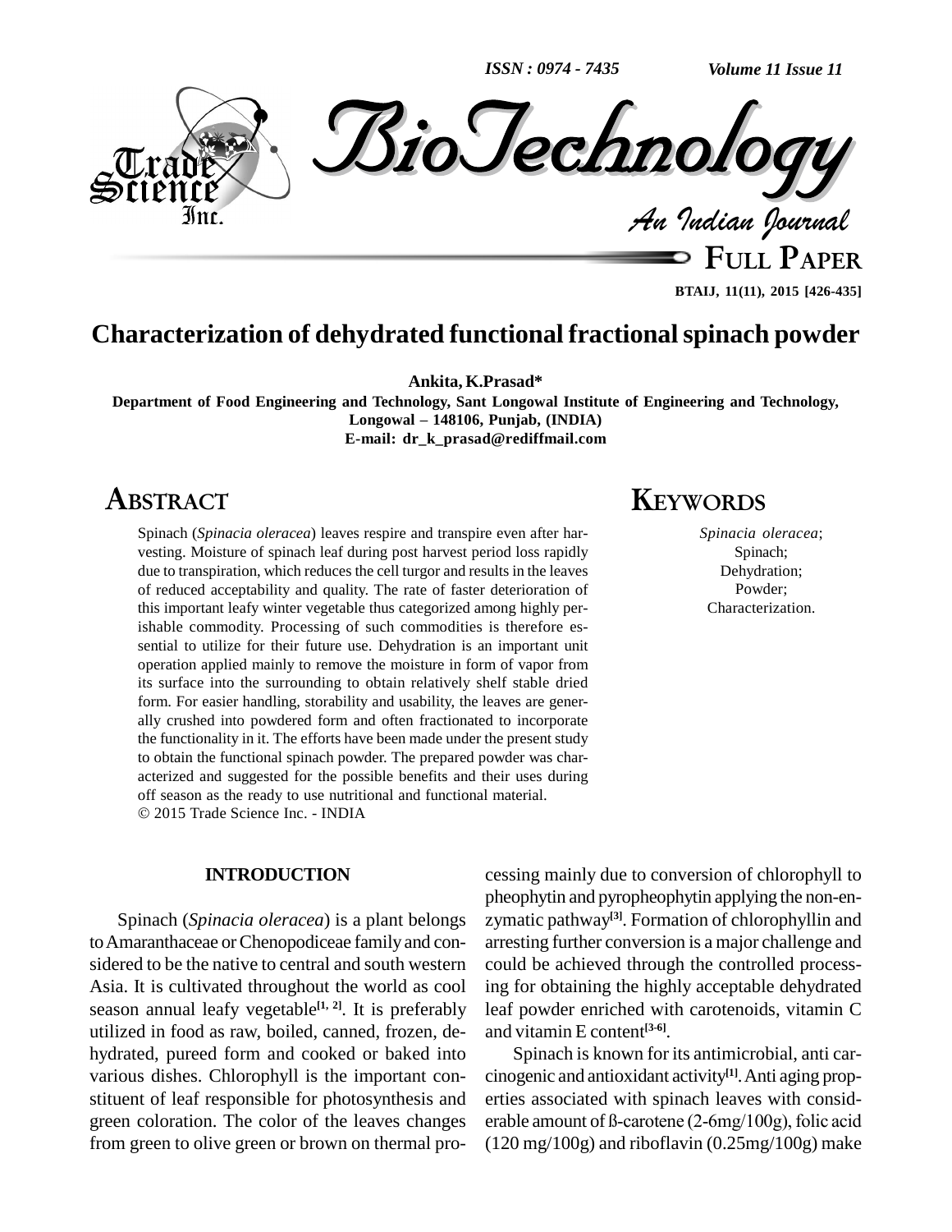# Characterization of dehydrated functional fractional spinach powder

**Ankita, K.Prasad***

**Department of Food Engineering and Technology, Sant Longowal Institute of Engineering and Technology, Longowal – 148106, Punjab, (INDIA)**
**E-mail: dr_k_prasad@rediffmail.com**

## ABSTRACT

Spinach (*Spinacia oleracea*) leaves respire and transpire even after harvesting. Moisture of spinach leaf during post harvest period loss rapidly due to transpiration, which reduces the cell turgor and results in the leaves of reduced acceptability and quality. The rate of faster deterioration of this important leafy winter vegetable thus categorized among highly perishable commodity. Processing of such commodities is therefore essential to utilize for their future use. Dehydration is an important unit operation applied mainly to remove the moisture in form of vapor from its surface into the surrounding to obtain relatively shelf stable dried form. For easier handling, storability and usability, the leaves are generally crushed into powdered form and often fractionated to incorporate the functionality in it. The efforts have been made under the present study to obtain the functional spinach powder. The prepared powder was characterized and suggested for the possible benefits and their uses during off season as the ready to use nutritional and functional material.
© 2015 Trade Science Inc. - INDIA

## KEYWORDS

*Spinacia oleracea*;
Spinach;
Dehydration;
Powder;
Characterization.

## INTRODUCTION

Spinach (*Spinacia oleracea*) is a plant belongs to Amaranthaceae or Chenopodiceae family and considered to be the native to central and south western Asia. It is cultivated throughout the world as cool season annual leafy vegetable[1, 2]. It is preferably utilized in food as raw, boiled, canned, frozen, dehydrated, pureed form and cooked or baked into various dishes. Chlorophyll is the important constituent of leaf responsible for photosynthesis and green coloration. The color of the leaves changes from green to olive green or brown on thermal processing mainly due to conversion of chlorophyll to pheophytin and pyropheophytin applying the non-enzymatic pathway[3]. Formation of chlorophyllin and arresting further conversion is a major challenge and could be achieved through the controlled processing for obtaining the highly acceptable dehydrated leaf powder enriched with carotenoids, vitamin C and vitamin E content[3-6].

Spinach is known for its antimicrobial, anti carcinogenic and antioxidant activity[1]. Anti aging properties associated with spinach leaves with considerable amount of ß-carotene (2-6mg/100g), folic acid (120 mg/100g) and riboflavin (0.25mg/100g) make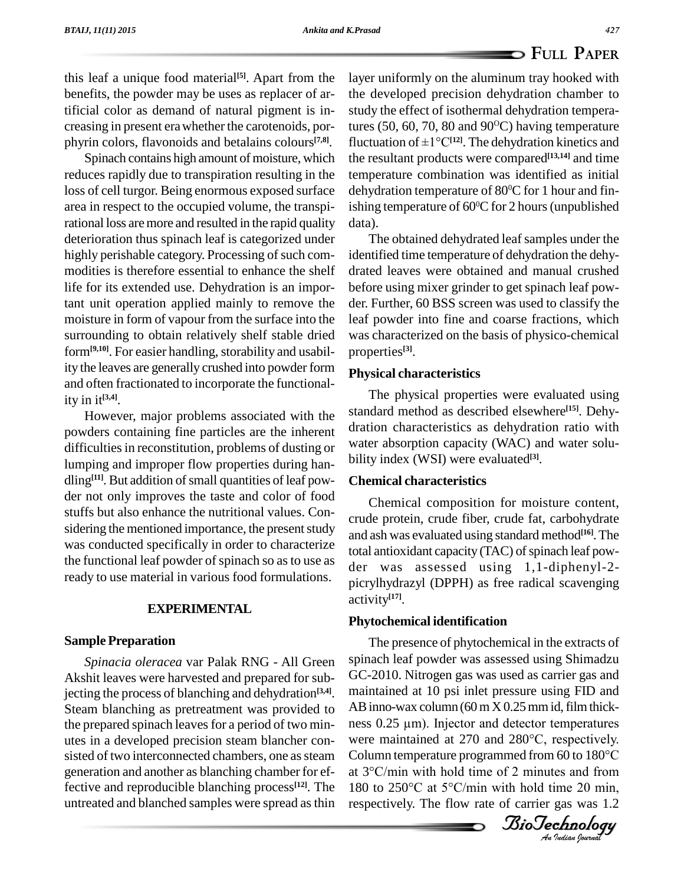this leaf a unique food material[5]. Apart from the benefits, the powder may be uses as replacer of artificial color as demand of natural pigment is increasing in present era whether the carotenoids, porphyrin colors, flavonoids and betalains colours[7,8].

Spinach contains high amount of moisture, which reduces rapidly due to transpiration resulting in the loss of cell turgor. Being enormous exposed surface area in respect to the occupied volume, the transpirational loss are more and resulted in the rapid quality deterioration thus spinach leaf is categorized under highly perishable category. Processing of such commodities is therefore essential to enhance the shelf life for its extended use. Dehydration is an important unit operation applied mainly to remove the moisture in form of vapour from the surface into the surrounding to obtain relatively shelf stable dried form[9,10]. For easier handling, storability and usability the leaves are generally crushed into powder form and often fractionated to incorporate the functionality in it[3,4].

However, major problems associated with the powders containing fine particles are the inherent difficulties in reconstitution, problems of dusting or lumping and improper flow properties during handling[11]. But addition of small quantities of leaf powder not only improves the taste and color of food stuffs but also enhance the nutritional values. Considering the mentioned importance, the present study was conducted specifically in order to characterize the functional leaf powder of spinach so as to use as ready to use material in various food formulations.

## EXPERIMENTAL

### Sample Preparation

*Spinacia oleracea* var Palak RNG - All Green Akshit leaves were harvested and prepared for subjecting the process of blanching and dehydration[3,4]. Steam blanching as pretreatment was provided to the prepared spinach leaves for a period of two minutes in a developed precision steam blancher consisted of two interconnected chambers, one as steam generation and another as blanching chamber for effective and reproducible blanching process[12]. The untreated and blanched samples were spread as thin layer uniformly on the aluminum tray hooked with the developed precision dehydration chamber to study the effect of isothermal dehydration temperatures (50, 60, 70, 80 and 90$^{O}$C) having temperature fluctuation of $\pm 1°C$[12]. The dehydration kinetics and the resultant products were compared[13,14] and time temperature combination was identified as initial dehydration temperature of 80$^{0}$C for 1 hour and finishing temperature of 60$^{0}$C for 2 hours (unpublished data).

The obtained dehydrated leaf samples under the identified time temperature of dehydration the dehydrated leaves were obtained and manual crushed before using mixer grinder to get spinach leaf powder. Further, 60 BSS screen was used to classify the leaf powder into fine and coarse fractions, which was characterized on the basis of physico-chemical properties[3].

### Physical characteristics

The physical properties were evaluated using standard method as described elsewhere[15]. Dehydration characteristics as dehydration ratio with water absorption capacity (WAC) and water solubility index (WSI) were evaluated[3].

### Chemical characteristics

Chemical composition for moisture content, crude protein, crude fiber, crude fat, carbohydrate and ash was evaluated using standard method[16]. The total antioxidant capacity (TAC) of spinach leaf powder was assessed using 1,1-diphenyl-2-picrylhydrazyl (DPPH) as free radical scavenging activity[17].

### Phytochemical identification

The presence of phytochemical in the extracts of spinach leaf powder was assessed using Shimadzu GC-2010. Nitrogen gas was used as carrier gas and maintained at 10 psi inlet pressure using FID and AB inno-wax column (60 m X 0.25 mm id, film thickness 0.25 μm). Injector and detector temperatures were maintained at 270 and 280°C, respectively. Column temperature programmed from 60 to 180°C at 3°C/min with hold time of 2 minutes and from 180 to 250°C at 5°C/min with hold time 20 min, respectively. The flow rate of carrier gas was 1.2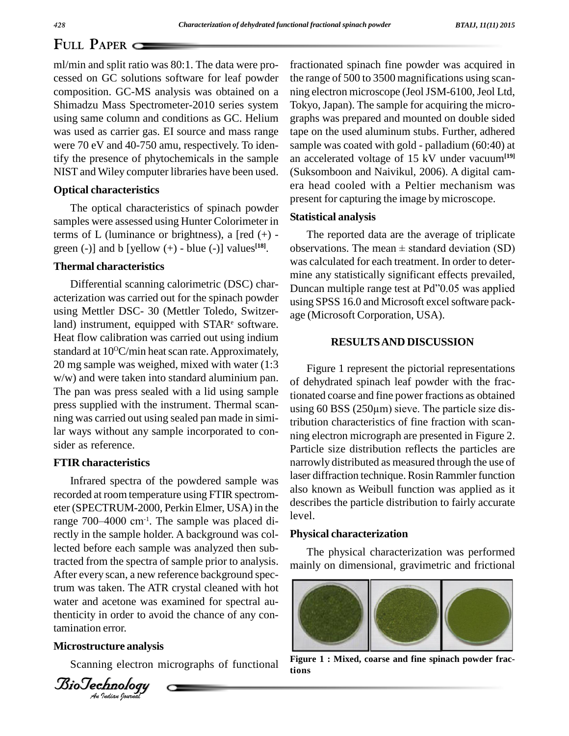ml/min and split ratio was 80:1. The data were processed on GC solutions software for leaf powder composition. GC-MS analysis was obtained on a Shimadzu Mass Spectrometer-2010 series system using same column and conditions as GC. Helium was used as carrier gas. EI source and mass range were 70 eV and 40-750 amu, respectively. To identify the presence of phytochemicals in the sample NIST and Wiley computer libraries have been used.

### Optical characteristics

The optical characteristics of spinach powder samples were assessed using Hunter Colorimeter in terms of L (luminance or brightness), a [red (+) - green (-)] and b [yellow (+) - blue (-)] values[18].

### Thermal characteristics

Differential scanning calorimetric (DSC) characterization was carried out for the spinach powder using Mettler DSC- 30 (Mettler Toledo, Switzerland) instrument, equipped with STAR[e] software. Heat flow calibration was carried out using indium standard at 10$^{O}$C/min heat scan rate. Approximately, 20 mg sample was weighed, mixed with water (1:3 w/w) and were taken into standard aluminium pan. The pan was press sealed with a lid using sample press supplied with the instrument. Thermal scanning was carried out using sealed pan made in similar ways without any sample incorporated to consider as reference.

### FTIR characteristics

Infrared spectra of the powdered sample was recorded at room temperature using FTIR spectrometer (SPECTRUM-2000, Perkin Elmer, USA) in the range 700–4000 cm$^{-1}$. The sample was placed directly in the sample holder. A background was collected before each sample was analyzed then subtracted from the spectra of sample prior to analysis. After every scan, a new reference background spectrum was taken. The ATR crystal cleaned with hot water and acetone was examined for spectral authenticity in order to avoid the chance of any contamination error.

### Microstructure analysis

Scanning electron micrographs of functional fractionated spinach fine powder was acquired in the range of 500 to 3500 magnifications using scanning electron microscope (Jeol JSM-6100, Jeol Ltd, Tokyo, Japan). The sample for acquiring the micrographs was prepared and mounted on double sided tape on the used aluminum stubs. Further, adhered sample was coated with gold - palladium (60:40) at an accelerated voltage of 15 kV under vacuum[19] (Suksomboon and Naivikul, 2006). A digital camera head cooled with a Peltier mechanism was present for capturing the image by microscope.

### Statistical analysis

The reported data are the average of triplicate observations. The mean ± standard deviation (SD) was calculated for each treatment. In order to determine any statistically significant effects prevailed, Duncan multiple range test at Pd"0.05 was applied using SPSS 16.0 and Microsoft excel software package (Microsoft Corporation, USA).

## RESULTS AND DISCUSSION

Figure 1 represent the pictorial representations of dehydrated spinach leaf powder with the fractionated coarse and fine power fractions as obtained using 60 BSS (250μm) sieve. The particle size distribution characteristics of fine fraction with scanning electron micrograph are presented in Figure 2. Particle size distribution reflects the particles are narrowly distributed as measured through the use of laser diffraction technique. Rosin Rammler function also known as Weibull function was applied as it describes the particle distribution to fairly accurate level.

### Physical characterization

The physical characterization was performed mainly on dimensional, gravimetric and frictional

**Figure 1 : Mixed, coarse and fine spinach powder fractions**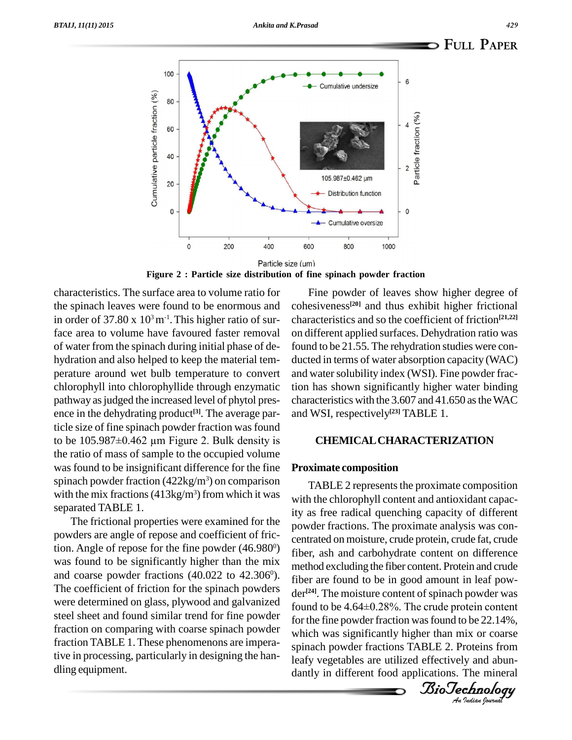Figure 2 : Particle size distribution of fine spinach powder fraction

characteristics. The surface area to volume ratio for the spinach leaves were found to be enormous and in order of $37.80 \times 10^3\ m^{-1}$. This higher ratio of surface area to volume have favoured faster removal of water from the spinach during initial phase of dehydration and also helped to keep the material temperature around wet bulb temperature to convert chlorophyll into chlorophyllide through enzymatic pathway as judged the increased level of phytol presence in the dehydrating product[3]. The average particle size of fine spinach powder fraction was found to be 105.987±0.462 µm Figure 2. Bulk density is the ratio of mass of sample to the occupied volume was found to be insignificant difference for the fine spinach powder fraction ($422 kg/m^3$) on comparison with the mix fractions ($413 kg/m^3$) from which it was separated TABLE 1.

The frictional properties were examined for the powders are angle of repose and coefficient of friction. Angle of repose for the fine powder ($46.980^0$) was found to be significantly higher than the mix and coarse powder fractions ($40.022$ to $42.306^0$). The coefficient of friction for the spinach powders were determined on glass, plywood and galvanized steel sheet and found similar trend for fine powder fraction on comparing with coarse spinach powder fraction TABLE 1. These phenomenons are imperative in processing, particularly in designing the handling equipment.

Fine powder of leaves show higher degree of cohesiveness[20] and thus exhibit higher frictional characteristics and so the coefficient of friction[21,22] on different applied surfaces. Dehydration ratio was found to be 21.55. The rehydration studies were conducted in terms of water absorption capacity (WAC) and water solubility index (WSI). Fine powder fraction has shown significantly higher water binding characteristics with the 3.607 and 41.650 as the WAC and WSI, respectively[23] TABLE 1.

## CHEMICAL CHARACTERIZATION

### Proximate composition

TABLE 2 represents the proximate composition with the chlorophyll content and antioxidant capacity as free radical quenching capacity of different powder fractions. The proximate analysis was concentrated on moisture, crude protein, crude fat, crude fiber, ash and carbohydrate content on difference method excluding the fiber content. Protein and crude fiber are found to be in good amount in leaf powder[24]. The moisture content of spinach powder was found to be 4.64±0.28%. The crude protein content for the fine powder fraction was found to be 22.14%, which was significantly higher than mix or coarse spinach powder fractions TABLE 2. Proteins from leafy vegetables are utilized effectively and abundantly in different food applications. The mineral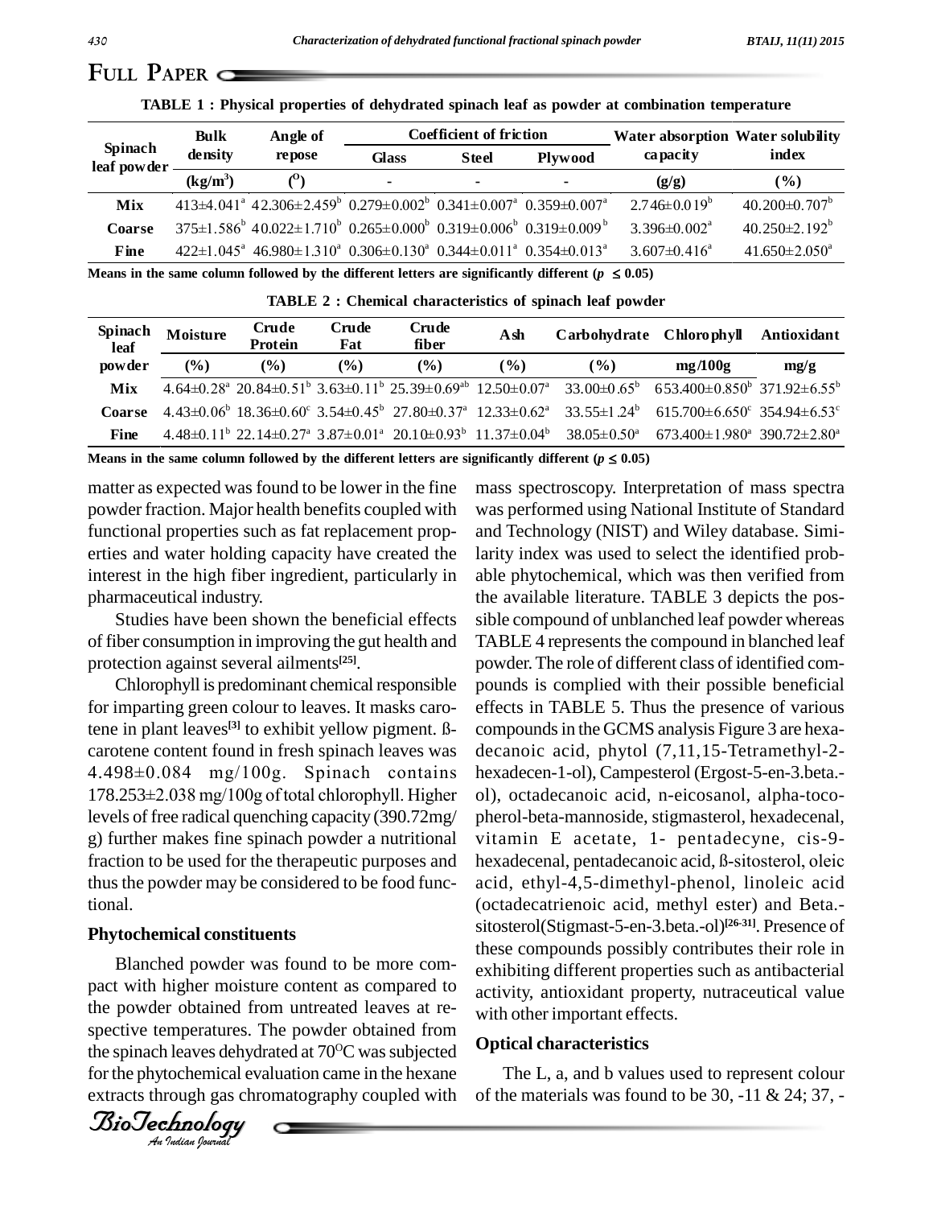## FULL PAPER

TABLE 1 : Physical properties of dehydrated spinach leaf as powder at combination temperature

| Spinach leaf powder | Bulk density | Angle of repose | Coefficient of friction | | | Water absorption capacity | Water solubility index |
|---|---|---|---|---|---|---|---|
| | | | Glass | Steel | Plywood | | |
| | ($kg/m^3$) | ($^O$) | - | - | - | (g/g) | (%) |
| Mix | 413±4.041$^a$ | 42.306±2.459$^b$ | 0.279±0.002$^b$ | 0.341±0.007$^a$ | 0.359±0.007$^a$ | 2.746±0.019$^b$ | 40.200±0.707$^b$ |
| Coarse | 375±1.586$^b$ | 40.022±1.710$^b$ | 0.265±0.000$^b$ | 0.319±0.006$^b$ | 0.319±0.009$^b$ | 3.396±0.002$^a$ | 40.250±2.192$^b$ |
| Fine | 422±1.045$^a$ | 46.980±1.310$^a$ | 0.306±0.130$^a$ | 0.344±0.011$^a$ | 0.354±0.013$^a$ | 3.607±0.416$^a$ | 41.650±2.050$^a$ |

Means in the same column followed by the different letters are significantly different ($p \leq 0.05$)

TABLE 2 : Chemical characteristics of spinach leaf powder

| Spinach leaf powder | Moisture | Crude Protein | Crude Fat | Crude fiber | Ash | Carbohydrate | Chlorophyll | Antioxidant |
|---|---|---|---|---|---|---|---|---|
| | (%) | (%) | (%) | (%) | (%) | (%) | mg/100g | mg/g |
| Mix | 4.64±0.28$^a$ | 20.84±0.51$^b$ | 3.63±0.11$^b$ | 25.39±0.69$^{ab}$ | 12.50±0.07$^a$ | 33.00±0.65$^b$ | 653.400±0.850$^b$ | 371.92±6.55$^b$ |
| Coarse | 4.43±0.06$^b$ | 18.36±0.60$^c$ | 3.54±0.45$^b$ | 27.80±0.37$^a$ | 12.33±0.62$^a$ | 33.55±1.24$^b$ | 615.700±6.650$^c$ | 354.94±6.53$^c$ |
| Fine | 4.48±0.11$^b$ | 22.14±0.27$^a$ | 3.87±0.01$^a$ | 20.10±0.93$^b$ | 11.37±0.04$^b$ | 38.05±0.50$^a$ | 673.400±1.980$^a$ | 390.72±2.80$^a$ |

Means in the same column followed by the different letters are significantly different ($p \leq 0.05$)

matter as expected was found to be lower in the fine powder fraction. Major health benefits coupled with functional properties such as fat replacement properties and water holding capacity have created the interest in the high fiber ingredient, particularly in pharmaceutical industry.

Studies have been shown the beneficial effects of fiber consumption in improving the gut health and protection against several ailments[25].

Chlorophyll is predominant chemical responsible for imparting green colour to leaves. It masks carotene in plant leaves[3] to exhibit yellow pigment. ß-carotene content found in fresh spinach leaves was 4.498±0.084 mg/100g. Spinach contains 178.253±2.038 mg/100g of total chlorophyll. Higher levels of free radical quenching capacity (390.72mg/g) further makes fine spinach powder a nutritional fraction to be used for the therapeutic purposes and thus the powder may be considered to be food functional.

### Phytochemical constituents

Blanched powder was found to be more compact with higher moisture content as compared to the powder obtained from untreated leaves at respective temperatures. The powder obtained from the spinach leaves dehydrated at 70$^O$C was subjected for the phytochemical evaluation came in the hexane extracts through gas chromatography coupled with mass spectroscopy. Interpretation of mass spectra was performed using National Institute of Standard and Technology (NIST) and Wiley database. Similarity index was used to select the identified probable phytochemical, which was then verified from the available literature. TABLE 3 depicts the possible compound of unblanched leaf powder whereas TABLE 4 represents the compound in blanched leaf powder. The role of different class of identified compounds is complied with their possible beneficial effects in TABLE 5. Thus the presence of various compounds in the GCMS analysis Figure 3 are hexadecanoic acid, phytol (7,11,15-Tetramethyl-2-hexadecen-1-ol), Campesterol (Ergost-5-en-3.beta.-ol), octadecanoic acid, n-eicosanol, alpha-tocopherol-beta-mannoside, stigmasterol, hexadecenal, vitamin E acetate, 1- pentadecyne, cis-9-hexadecenal, pentadecanoic acid, ß-sitosterol, oleic acid, ethyl-4,5-dimethyl-phenol, linoleic acid (octadecatrienoic acid, methyl ester) and Beta.-sitosterol(Stigmast-5-en-3.beta.-ol)[26-31]. Presence of these compounds possibly contributes their role in exhibiting different properties such as antibacterial activity, antioxidant property, nutraceutical value with other important effects.

### Optical characteristics

The L, a, and b values used to represent colour of the materials was found to be 30, -11 & 24; 37, -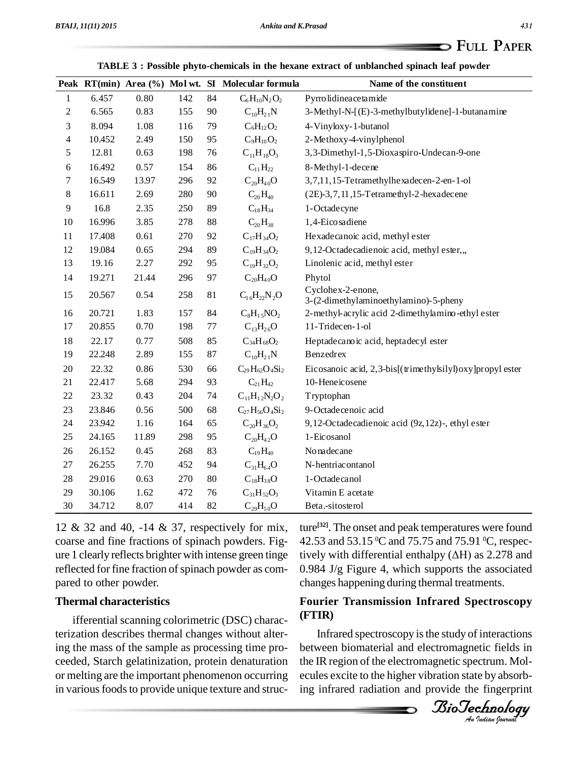**TABLE 3 : Possible phyto-chemicals in the hexane extract of unblanched spinach leaf powder**

| Peak | RT(min) | Area (%) | Mol wt. | SI | Molecular formula | Name of the constituent |
|---|---|---|---|---|---|---|
| 1 | 6.457 | 0.80 | 142 | 84 | $C_6H_{10}N_2O_2$ | Pyrrolidineacetamide |
| 2 | 6.565 | 0.83 | 155 | 90 | $C_{10}H_{21}N$ | 3-Methyl-N-[(E)-3-methylbutylidene]-1-butanamine |
| 3 | 8.094 | 1.08 | 116 | 79 | $C_6H_{12}O_2$ | 4-Vinyloxy-1-butanol |
| 4 | 10.452 | 2.49 | 150 | 95 | $C_9H_{10}O_2$ | 2-Methoxy-4-vinylphenol |
| 5 | 12.81 | 0.63 | 198 | 76 | $C_{11}H_{18}O_3$ | 3,3-Dimethyl-1,5-Dioxaspiro-Undecan-9-one |
| 6 | 16.492 | 0.57 | 154 | 86 | $C_{11}H_{22}$ | 8-Methyl-1-decene |
| 7 | 16.549 | 13.97 | 296 | 92 | $C_{20}H_{40}O$ | 3,7,11,15-Tetramethylhexadecen-2-en-1-ol |
| 8 | 16.611 | 2.69 | 280 | 90 | $C_{20}H_{40}$ | (2E)-3,7,11,15-Tetramethyl-2-hexadecene |
| 9 | 16.8 | 2.35 | 250 | 89 | $C_{18}H_{34}$ | 1-Octadecyne |
| 10 | 16.996 | 3.85 | 278 | 88 | $C_{20}H_{38}$ | 1,4-Eicosadiene |
| 11 | 17.408 | 0.61 | 270 | 92 | $C_{17}H_{34}O_2$ | Hexadecanoic acid, methyl ester |
| 12 | 19.084 | 0.65 | 294 | 89 | $C_{19}H_{34}O_2$ | 9,12-Octadecadienoic acid, methyl ester,„ |
| 13 | 19.16 | 2.27 | 292 | 95 | $C_{19}H_{32}O_2$ | Linolenic acid, methyl ester |
| 14 | 19.271 | 21.44 | 296 | 97 | $C_{20}H_{40}O$ | Phytol |
| 15 | 20.567 | 0.54 | 258 | 81 | $C_{16}H_{22}N_2O$ | Cyclohex-2-enone, 3-(2-dimethylaminoethylamino)-5-pheny |
| 16 | 20.721 | 1.83 | 157 | 84 | $C_8H_{15}NO_2$ | 2-methyl-acrylic acid 2-dimethylamino-ethyl ester |
| 17 | 20.855 | 0.70 | 198 | 77 | $C_{13}H_{26}O$ | 11-Tridecen-1-ol |
| 18 | 22.17 | 0.77 | 508 | 85 | $C_{34}H_{68}O_2$ | Heptadecanoic acid, heptadecyl ester |
| 19 | 22.248 | 2.89 | 155 | 87 | $C_{10}H_{21}N$ | Benzedrex |
| 20 | 22.32 | 0.86 | 530 | 66 | $C_{29}H_{62}O_4Si_2$ | Eicosanoic acid, 2,3-bis[(trimethylsilyl)oxy]propyl ester |
| 21 | 22.417 | 5.68 | 294 | 93 | $C_{21}H_{42}$ | 10-Heneicosene |
| 22 | 23.32 | 0.43 | 204 | 74 | $C_{11}H_{12}N_2O_2$ | Tryptophan |
| 23 | 23.846 | 0.56 | 500 | 68 | $C_{27}H_{56}O_4Si_2$ | 9-Octadecenoic acid |
| 24 | 23.942 | 1.16 | 164 | 65 | $C_{20}H_{36}O_2$ | 9,12-Octadecadienoic acid (9z,12z)-, ethyl ester |
| 25 | 24.165 | 11.89 | 298 | 95 | $C_{20}H_{42}O$ | 1-Eicosanol |
| 26 | 26.152 | 0.45 | 268 | 83 | $C_{19}H_{40}$ | Nonadecane |
| 27 | 26.255 | 7.70 | 452 | 94 | $C_{31}H_{64}O$ | N-hentriacontanol |
| 28 | 29.016 | 0.63 | 270 | 80 | $C_{18}H_{38}O$ | 1-Octadecanol |
| 29 | 30.106 | 1.62 | 472 | 76 | $C_{31}H_{52}O_3$ | Vitamin E acetate |
| 30 | 34.712 | 8.07 | 414 | 82 | $C_{29}H_{50}O$ | Beta.-sitosterol |

12 & 32 and 40, -14 & 37, respectively for mix, coarse and fine fractions of spinach powders. Figure 1 clearly reflects brighter with intense green tinge reflected for fine fraction of spinach powder as compared to other powder.

### Thermal characteristics

ifferential scanning colorimetric (DSC) characterization describes thermal changes without altering the mass of the sample as processing time proceeded, Starch gelatinization, protein denaturation or melting are the important phenomenon occurring in various foods to provide unique texture and structure[32]. The onset and peak temperatures were found 42.53 and 53.15 $^0$C and 75.75 and 75.91 $^0$C, respectively with differential enthalpy ($\Delta H$) as 2.278 and 0.984 J/g Figure 4, which supports the associated changes happening during thermal treatments.

### Fourier Transmission Infrared Spectroscopy (FTIR)

Infrared spectroscopy is the study of interactions between biomaterial and electromagnetic fields in the IR region of the electromagnetic spectrum. Molecules excite to the higher vibration state by absorbing infrared radiation and provide the fingerprint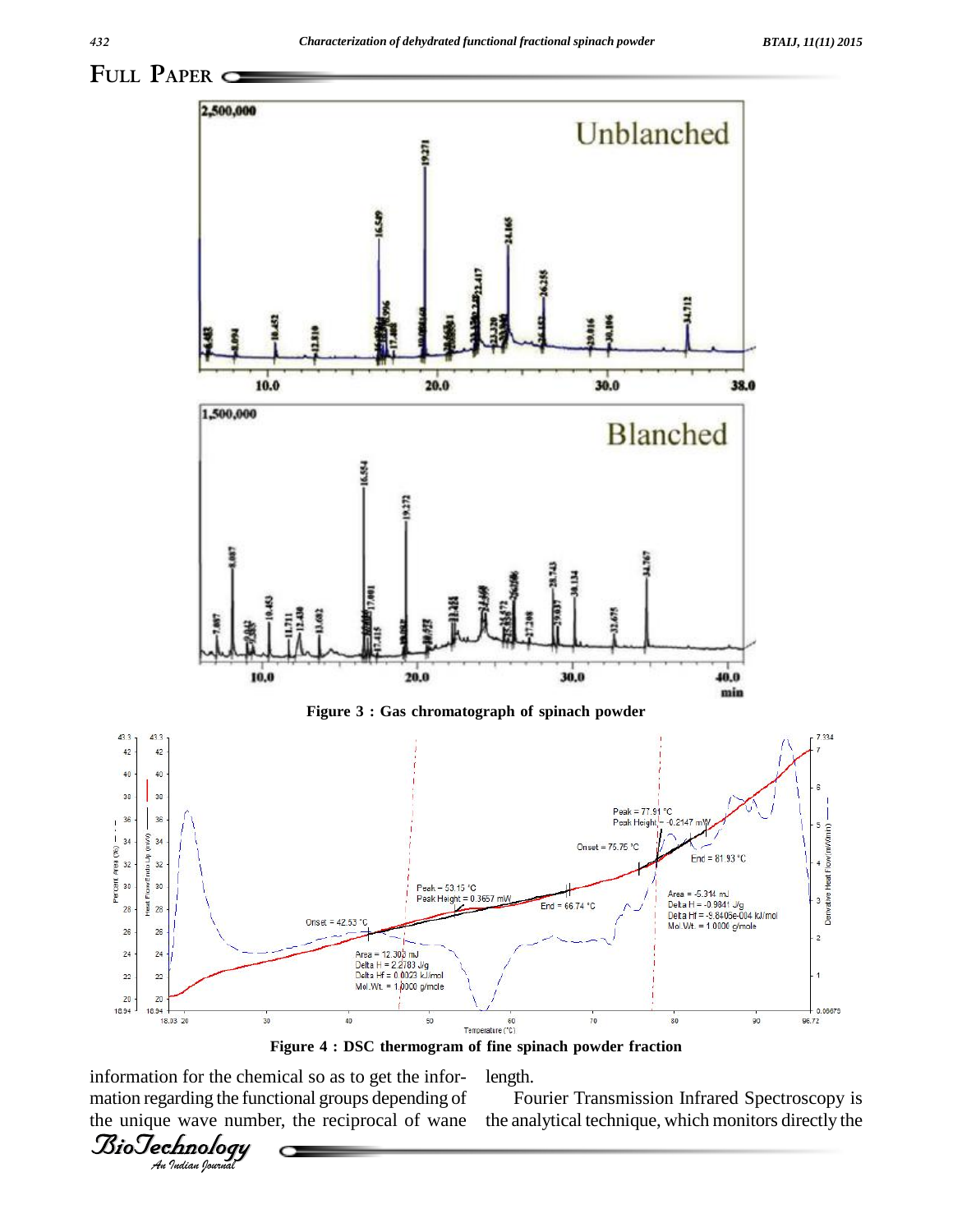Figure 3 : Gas chromatograph of spinach powder

Figure 4 : DSC thermogram of fine spinach powder fraction

information for the chemical so as to get the information regarding the functional groups depending of the unique wave number, the reciprocal of wane length.

Fourier Transmission Infrared Spectroscopy is the analytical technique, which monitors directly the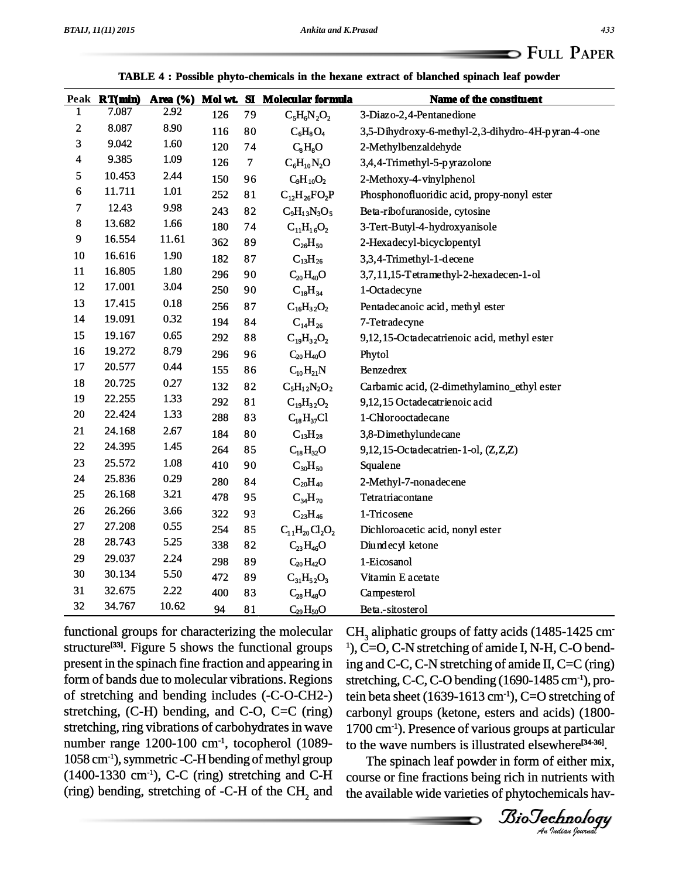**TABLE 4 : Possible phyto-chemicals in the hexane extract of blanched spinach leaf powder**

| Peak | RT(min) | Area (%) | Mol wt. | SI | Molecular formula | Name of the constituent |
|---|---|---|---|---|---|---|
| 1 | 7.087 | 2.92 | 126 | 79 | $C_5H_6N_2O_2$ | 3-Diazo-2,4-Pentanedione |
| 2 | 8.087 | 8.90 | 116 | 80 | $C_6H_8O_4$ | 3,5-Dihydroxy-6-methyl-2,3-dihydro-4H-pyran-4-one |
| 3 | 9.042 | 1.60 | 120 | 74 | $C_8H_8O$ | 2-Methylbenzaldehyde |
| 4 | 9.385 | 1.09 | 126 | 7 | $C_6H_{10}N_2O$ | 3,4,4-Trimethyl-5-pyrazolone |
| 5 | 10.453 | 2.44 | 150 | 96 | $C_9H_{10}O_2$ | 2-Methoxy-4-vinylphenol |
| 6 | 11.711 | 1.01 | 252 | 81 | $C_{12}H_{26}FO_2P$ | Phosphonofluoridic acid, propy-nonyl ester |
| 7 | 12.43 | 9.98 | 243 | 82 | $C_9H_{13}N_3O_5$ | Beta-ribofuranoside, cytosine |
| 8 | 13.682 | 1.66 | 180 | 74 | $C_{11}H_{16}O_2$ | 3-Tert-Butyl-4-hydroxyanisole |
| 9 | 16.554 | 11.61 | 362 | 89 | $C_{26}H_{50}$ | 2-Hexadecyl-bicyclopentyl |
| 10 | 16.616 | 1.90 | 182 | 87 | $C_{13}H_{26}$ | 3,3,4-Trimethyl-1-decene |
| 11 | 16.805 | 1.80 | 296 | 90 | $C_{20}H_{40}O$ | 3,7,11,15-Tetramethyl-2-hexadecen-1-ol |
| 12 | 17.001 | 3.04 | 250 | 90 | $C_{18}H_{34}$ | 1-Octadecyne |
| 13 | 17.415 | 0.18 | 256 | 87 | $C_{16}H_{32}O_2$ | Pentadecanoic acid, methyl ester |
| 14 | 19.091 | 0.32 | 194 | 84 | $C_{14}H_{26}$ | 7-Tetradecyne |
| 15 | 19.167 | 0.65 | 292 | 88 | $C_{19}H_{32}O_2$ | 9,12,15-Octadecatrienoic acid, methyl ester |
| 16 | 19.272 | 8.79 | 296 | 96 | $C_{20}H_{40}O$ | Phytol |
| 17 | 20.577 | 0.44 | 155 | 86 | $C_{10}H_{21}N$ | Benzedrex |
| 18 | 20.725 | 0.27 | 132 | 82 | $C_5H_{12}N_2O_2$ | Carbamic acid, (2-dimethylamino_ethyl ester |
| 19 | 22.255 | 1.33 | 292 | 81 | $C_{19}H_{32}O_2$ | 9,12,15 Octadecatrienoic acid |
| 20 | 22.424 | 1.33 | 288 | 83 | $C_{18}H_{37}Cl$ | 1-Chlorooctadecane |
| 21 | 24.168 | 2.67 | 184 | 80 | $C_{13}H_{28}$ | 3,8-Dimethylundecane |
| 22 | 24.395 | 1.45 | 264 | 85 | $C_{18}H_{32}O$ | 9,12,15-Octadecatrien-1-ol, (Z,Z,Z) |
| 23 | 25.572 | 1.08 | 410 | 90 | $C_{30}H_{50}$ | Squalene |
| 24 | 25.836 | 0.29 | 280 | 84 | $C_{20}H_{40}$ | 2-Methyl-7-nonadecene |
| 25 | 26.168 | 3.21 | 478 | 95 | $C_{34}H_{70}$ | Tetratriacontane |
| 26 | 26.266 | 3.66 | 322 | 93 | $C_{23}H_{46}$ | 1-Tricosene |
| 27 | 27.208 | 0.55 | 254 | 85 | $C_{11}H_{20}Cl_2O_2$ | Dichloroacetic acid, nonyl ester |
| 28 | 28.743 | 5.25 | 338 | 82 | $C_{23}H_{46}O$ | Diundecyl ketone |
| 29 | 29.037 | 2.24 | 298 | 89 | $C_{20}H_{42}O$ | 1-Eicosanol |
| 30 | 30.134 | 5.50 | 472 | 89 | $C_{31}H_{52}O_3$ | Vitamin E acetate |
| 31 | 32.675 | 2.22 | 400 | 83 | $C_{28}H_{48}O$ | Campesterol |
| 32 | 34.767 | 10.62 | 94 | 81 | $C_{29}H_{50}O$ | Beta.-sitosterol |

functional groups for characterizing the molecular structure[33]. Figure 5 shows the functional groups present in the spinach fine fraction and appearing in form of bands due to molecular vibrations. Regions of stretching and bending includes (-C-O-CH2-) stretching, (C-H) bending, and C-O, C=C (ring) stretching, ring vibrations of carbohydrates in wave number range 1200-100 $cm^{-1}$, tocopherol (1089-1058 $cm^{-1}$), symmetric -C-H bending of methyl group (1400-1330 $cm^{-1}$), C-C (ring) stretching and C-H (ring) bending, stretching of -C-H of the $CH_2$ and $CH_3$ aliphatic groups of fatty acids (1485-1425 $cm^{-1}$), C=O, C-N stretching of amide I, N-H, C-O bending and C-C, C-N stretching of amide II, C=C (ring) stretching, C-C, C-O bending (1690-1485 $cm^{-1}$), protein beta sheet (1639-1613 $cm^{-1}$), C=O stretching of carbonyl groups (ketone, esters and acids) (1800-1700 $cm^{-1}$). Presence of various groups at particular to the wave numbers is illustrated elsewhere[34-36].

The spinach leaf powder in form of either mix, course or fine fractions being rich in nutrients with the available wide varieties of phytochemicals hav-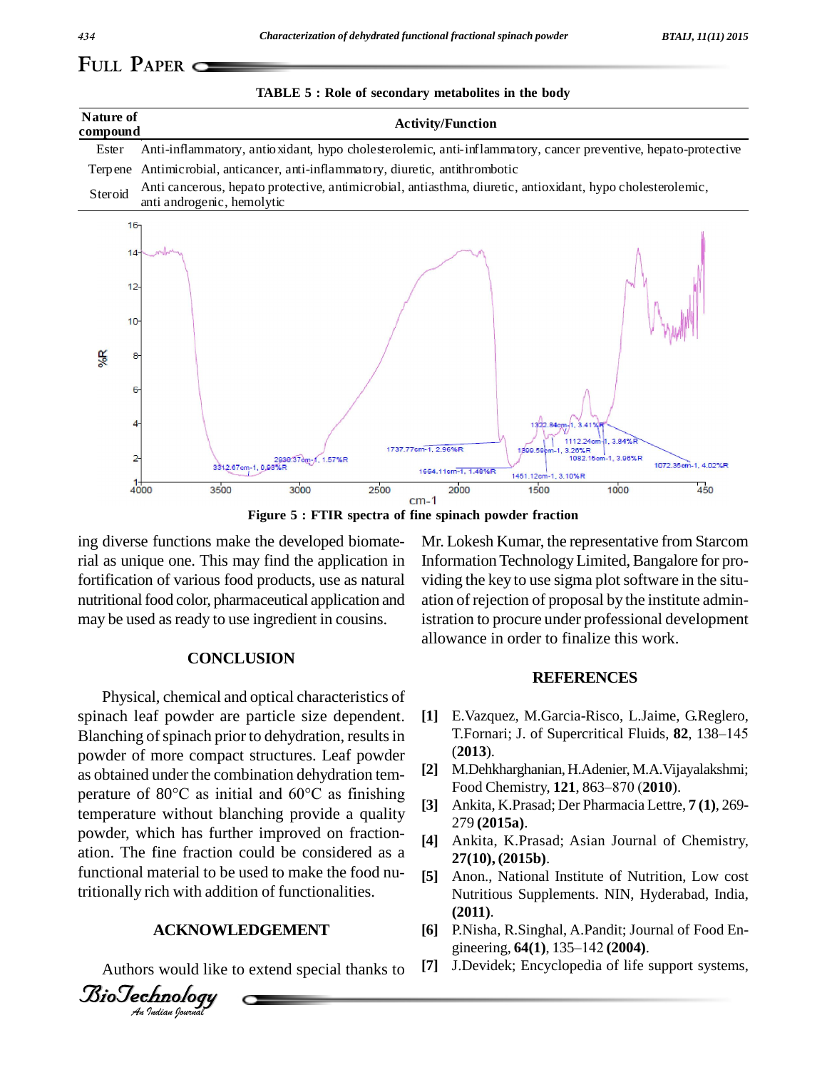**TABLE 5 : Role of secondary metabolites in the body**

| Nature of compound | Activity/Function |
|---|---|
| Ester | Anti-inflammatory, antioxidant, hypo cholesterolemic, anti-inflammatory, cancer preventive, hepato-protective |
| Terpene | Antimicrobial, anticancer, anti-inflammatory, diuretic, antithrombotic |
| Steroid | Anti cancerous, hepato protective, antimicrobial, antiasthma, diuretic, antioxidant, hypo cholesterolemic, anti androgenic, hemolytic |

Figure 5 : FTIR spectra of fine spinach powder fraction

ing diverse functions make the developed biomaterial as unique one. This may find the application in fortification of various food products, use as natural nutritional food color, pharmaceutical application and may be used as ready to use ingredient in cousins.

## CONCLUSION

Physical, chemical and optical characteristics of spinach leaf powder are particle size dependent. Blanching of spinach prior to dehydration, results in powder of more compact structures. Leaf powder as obtained under the combination dehydration temperature of 80°C as initial and 60°C as finishing temperature without blanching provide a quality powder, which has further improved on fractionation. The fine fraction could be considered as a functional material to be used to make the food nutritionally rich with addition of functionalities.

## ACKNOWLEDGEMENT

Authors would like to extend special thanks to Mr. Lokesh Kumar, the representative from Starcom Information Technology Limited, Bangalore for providing the key to use sigma plot software in the situation of rejection of proposal by the institute administration to procure under professional development allowance in order to finalize this work.

## REFERENCES

[1] E.Vazquez, M.Garcia-Risco, L.Jaime, G.Reglero, T.Fornari; J. of Supercritical Fluids, **82**, 138–145 (**2013**).

[2] M.Dehkharghanian, H.Adenier, M.A.Vijayalakshmi; Food Chemistry, **121**, 863–870 (**2010**).

[3] Ankita, K.Prasad; Der Pharmacia Lettre, **7 (1)**, 269-279 **(2015a)**.

[4] Ankita, K.Prasad; Asian Journal of Chemistry, **27(10), (2015b)**.

[5] Anon., National Institute of Nutrition, Low cost Nutritious Supplements. NIN, Hyderabad, India, **(2011)**.

[6] P.Nisha, R.Singhal, A.Pandit; Journal of Food Engineering, **64(1)**, 135–142 **(2004)**.

[7] J.Devidek; Encyclopedia of life support systems,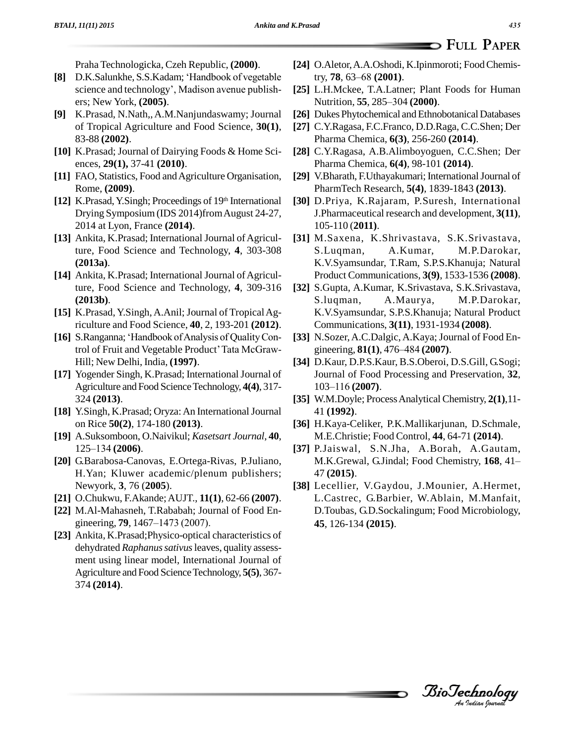Praha Technologicka, Czeh Republic, **(2000)**.

**[8]** D.K.Salunkhe, S.S.Kadam; 'Handbook of vegetable science and technology', Madison avenue publishers; New York, **(2005)**.

**[9]** K.Prasad, N.Nath,, A.M.Nanjundaswamy; Journal of Tropical Agriculture and Food Science, **30(1)**, 83-88 **(2002)**.

**[10]** K.Prasad; Journal of Dairying Foods & Home Sciences, **29(1),** 37-41 **(2010)**.

**[11]** FAO, Statistics, Food and Agriculture Organisation, Rome, **(2009)**.

**[12]** K.Prasad, Y.Singh; Proceedings of 19th International Drying Symposium (IDS 2014)from August 24-27, 2014 at Lyon, France **(2014)**.

**[13]** Ankita, K.Prasad; International Journal of Agriculture, Food Science and Technology, **4**, 303-308 **(2013a)**.

**[14]** Ankita, K.Prasad; International Journal of Agriculture, Food Science and Technology, **4**, 309-316 **(2013b)**.

**[15]** K.Prasad, Y.Singh, A.Anil; Journal of Tropical Agriculture and Food Science, **40**, 2, 193-201 **(2012)**.

**[16]** S.Ranganna; 'Handbook of Analysis of Quality Control of Fruit and Vegetable Product' Tata McGraw-Hill; New Delhi, India, **(1997)**.

**[17]** Yogender Singh, K.Prasad; International Journal of Agriculture and Food Science Technology, **4(4)**, 317-324 **(2013)**.

**[18]** Y.Singh, K.Prasad; Oryza: An International Journal on Rice **50(2)**, 174-180 **(2013)**.

**[19]** A.Suksomboon, O.Naivikul; *Kasetsart Journal*, **40**, 125–134 **(2006)**.

**[20]** G.Barabosa-Canovas, E.Ortega-Rivas, P.Juliano, H.Yan; Kluwer academic/plenum publishers; Newyork, **3**, 76 (**2005**).

**[21]** O.Chukwu, F.Akande; AUJT., **11(1)**, 62-66 **(2007)**.

**[22]** M.Al-Mahasneh, T.Rababah; Journal of Food Engineering, **79**, 1467–1473 (2007).

**[23]** Ankita, K.Prasad;Physico-optical characteristics of dehydrated *Raphanus sativus* leaves, quality assessment using linear model, International Journal of Agriculture and Food Science Technology, **5(5)**, 367-374 **(2014)**.

**[24]** O.Aletor, A.A.Oshodi, K.Ipinmoroti; Food Chemistry, **78**, 63–68 **(2001)**.

**[25]** L.H.Mckee, T.A.Latner; Plant Foods for Human Nutrition, **55**, 285–304 **(2000)**.

**[26]** Dukes Phytochemical and Ethnobotanical Databases

**[27]** C.Y.Ragasa, F.C.Franco, D.D.Raga, C.C.Shen; Der Pharma Chemica, **6(3)**, 256-260 **(2014)**.

**[28]** C.Y.Ragasa, A.B.Alimboyoguen, C.C.Shen; Der Pharma Chemica, **6(4)**, 98-101 **(2014)**.

**[29]** V.Bharath, F.Uthayakumari; International Journal of PharmTech Research, **5(4)**, 1839-1843 **(2013)**.

**[30]** D.Priya, K.Rajaram, P.Suresh, International J.Pharmaceutical research and development, **3(11)**, 105-110 (**2011)**.

**[31]** M.Saxena, K.Shrivastava, S.K.Srivastava, S.Luqman, A.Kumar, M.P.Darokar, K.V.Syamsundar, T.Ram, S.P.S.Khanuja; Natural Product Communications, **3(9)**, 1533-1536 **(2008)**.

**[32]** S.Gupta, A.Kumar, K.Srivastava, S.K.Srivastava, S.luqman, A.Maurya, M.P.Darokar, K.V.Syamsundar, S.P.S.Khanuja; Natural Product Communications, **3(11)**, 1931-1934 **(2008)**.

**[33]** N.Sozer, A.C.Dalgic, A.Kaya; Journal of Food Engineering, **81(1)**, 476–484 **(2007)**.

**[34]** D.Kaur, D.P.S.Kaur, B.S.Oberoi, D.S.Gill, G.Sogi; Journal of Food Processing and Preservation, **32**, 103–116 **(2007)**.

**[35]** W.M.Doyle; Process Analytical Chemistry, **2(1)**,11-41 **(1992)**.

**[36]** H.Kaya-Celiker, P.K.Mallikarjunan, D.Schmale, M.E.Christie; Food Control, **44**, 64-71 **(2014)**.

**[37]** P.Jaiswal, S.N.Jha, A.Borah, A.Gautam, M.K.Grewal, G.Jindal; Food Chemistry, **168**, 41–47 **(2015)**.

**[38]** Lecellier, V.Gaydou, J.Mounier, A.Hermet, L.Castrec, G.Barbier, W.Ablain, M.Manfait, D.Toubas, G.D.Sockalingum; Food Microbiology, **45**, 126-134 **(2015)**.